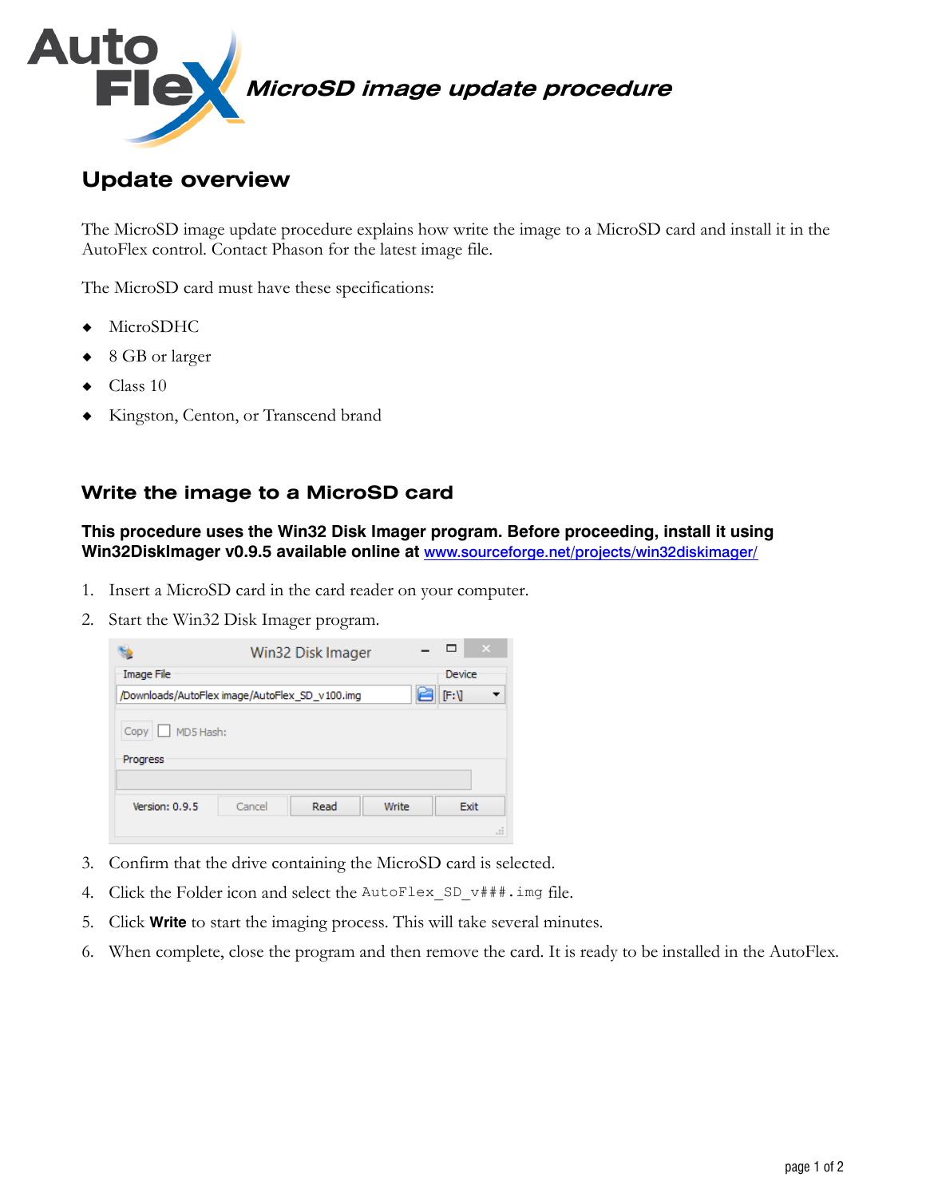# MicroSD image update procedure

## Update overview

The MicroSD image update procedure explains how write the image to a MicroSD card and install it in the AutoFlex control. Contact Phason for the latest image file.

The MicroSD card must have these specifications:

- MicroSDHC
- 8 GB or larger
- Class 10
- Kingston, Centon, or Transcend brand

## Write the image to a MicroSD card

**This procedure uses the Win32 Disk Imager program. Before proceeding, install it using Win32DiskImager v0.9.5 available online at** [www.sourceforge.net/projects/win32diskimager/](www.sourceforge.net/projects/win32diskimager/)

1. Insert a MicroSD card in the card reader on your computer.
2. Start the Win32 Disk Imager program.
3. Confirm that the drive containing the MicroSD card is selected.
4. Click the Folder icon and select the `AutoFlex_SD_v###.img` file.
5. Click **Write** to start the imaging process. This will take several minutes.
6. When complete, close the program and then remove the card. It is ready to be installed in the AutoFlex.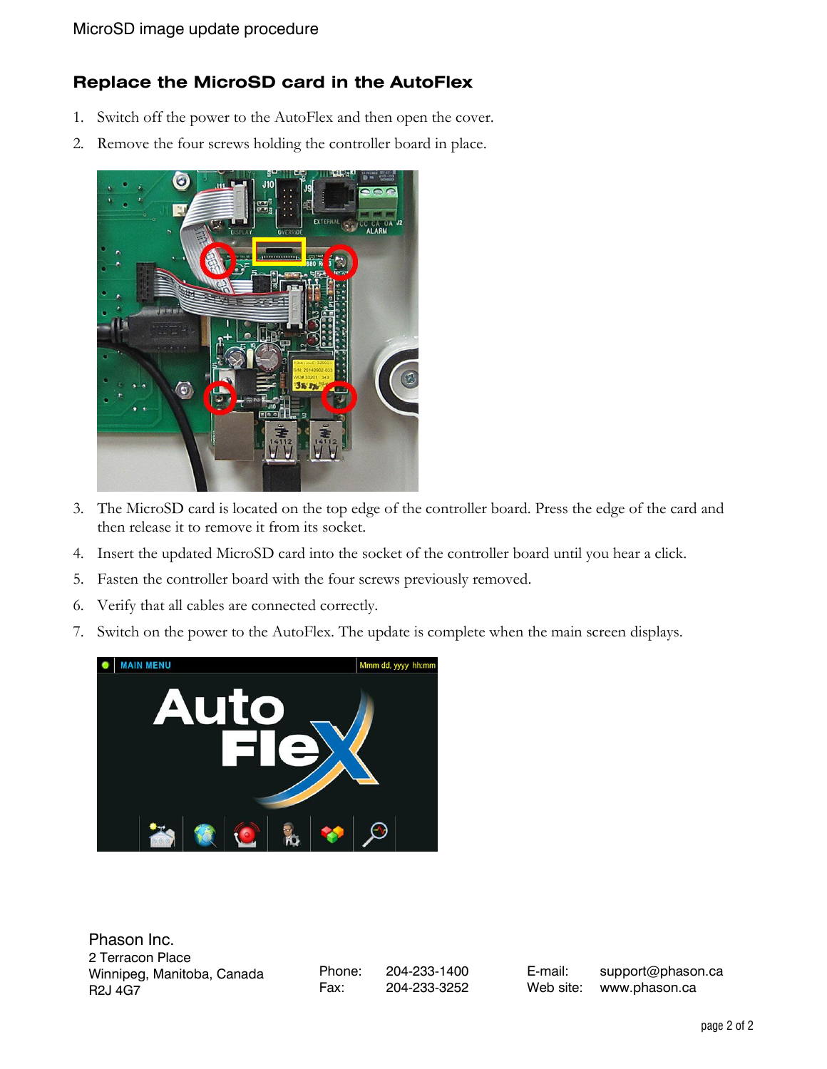## Replace the MicroSD card in the AutoFlex

1. Switch off the power to the AutoFlex and then open the cover.
2. Remove the four screws holding the controller board in place.
3. The MicroSD card is located on the top edge of the controller board. Press the edge of the card and then release it to remove it from its socket.
4. Insert the updated MicroSD card into the socket of the controller board until you hear a click.
5. Fasten the controller board with the four screws previously removed.
6. Verify that all cables are connected correctly.
7. Switch on the power to the AutoFlex. The update is complete when the main screen displays.

Phason Inc.
2 Terracon Place
Winnipeg, Manitoba, Canada
R2J 4G7

Phone: 204-233-1400
Fax: 204-233-3252

E-mail: support@phason.ca
Web site: www.phason.ca